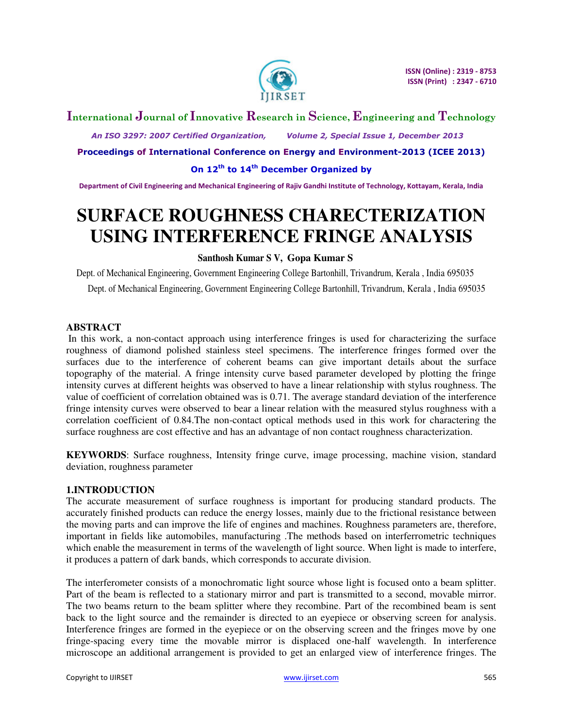# SURFACE ROUGHNESS CHARECTERIZATION USING INTERFERENCE FRINGE ANALYSIS

**Santhosh Kumar S V, Gopa Kumar S**

Dept. of Mechanical Engineering, Government Engineering College Bartonhill, Trivandrum, Kerala , India 695035

Dept. of Mechanical Engineering, Government Engineering College Bartonhill, Trivandrum, Kerala , India 695035

## ABSTRACT

In this work, a non-contact approach using interference fringes is used for characterizing the surface roughness of diamond polished stainless steel specimens. The interference fringes formed over the surfaces due to the interference of coherent beams can give important details about the surface topography of the material. A fringe intensity curve based parameter developed by plotting the fringe intensity curves at different heights was observed to have a linear relationship with stylus roughness. The value of coefficient of correlation obtained was is 0.71. The average standard deviation of the interference fringe intensity curves were observed to bear a linear relation with the measured stylus roughness with a correlation coefficient of 0.84.The non-contact optical methods used in this work for charactering the surface roughness are cost effective and has an advantage of non contact roughness characterization.

**KEYWORDS**: Surface roughness, Intensity fringe curve, image processing, machine vision, standard deviation, roughness parameter

## 1.INTRODUCTION

The accurate measurement of surface roughness is important for producing standard products. The accurately finished products can reduce the energy losses, mainly due to the frictional resistance between the moving parts and can improve the life of engines and machines. Roughness parameters are, therefore, important in fields like automobiles, manufacturing .The methods based on interferrometric techniques which enable the measurement in terms of the wavelength of light source. When light is made to interfere, it produces a pattern of dark bands, which corresponds to accurate division.

The interferometer consists of a monochromatic light source whose light is focused onto a beam splitter. Part of the beam is reflected to a stationary mirror and part is transmitted to a second, movable mirror. The two beams return to the beam splitter where they recombine. Part of the recombined beam is sent back to the light source and the remainder is directed to an eyepiece or observing screen for analysis. Interference fringes are formed in the eyepiece or on the observing screen and the fringes move by one fringe-spacing every time the movable mirror is displaced one-half wavelength. In interference microscope an additional arrangement is provided to get an enlarged view of interference fringes. The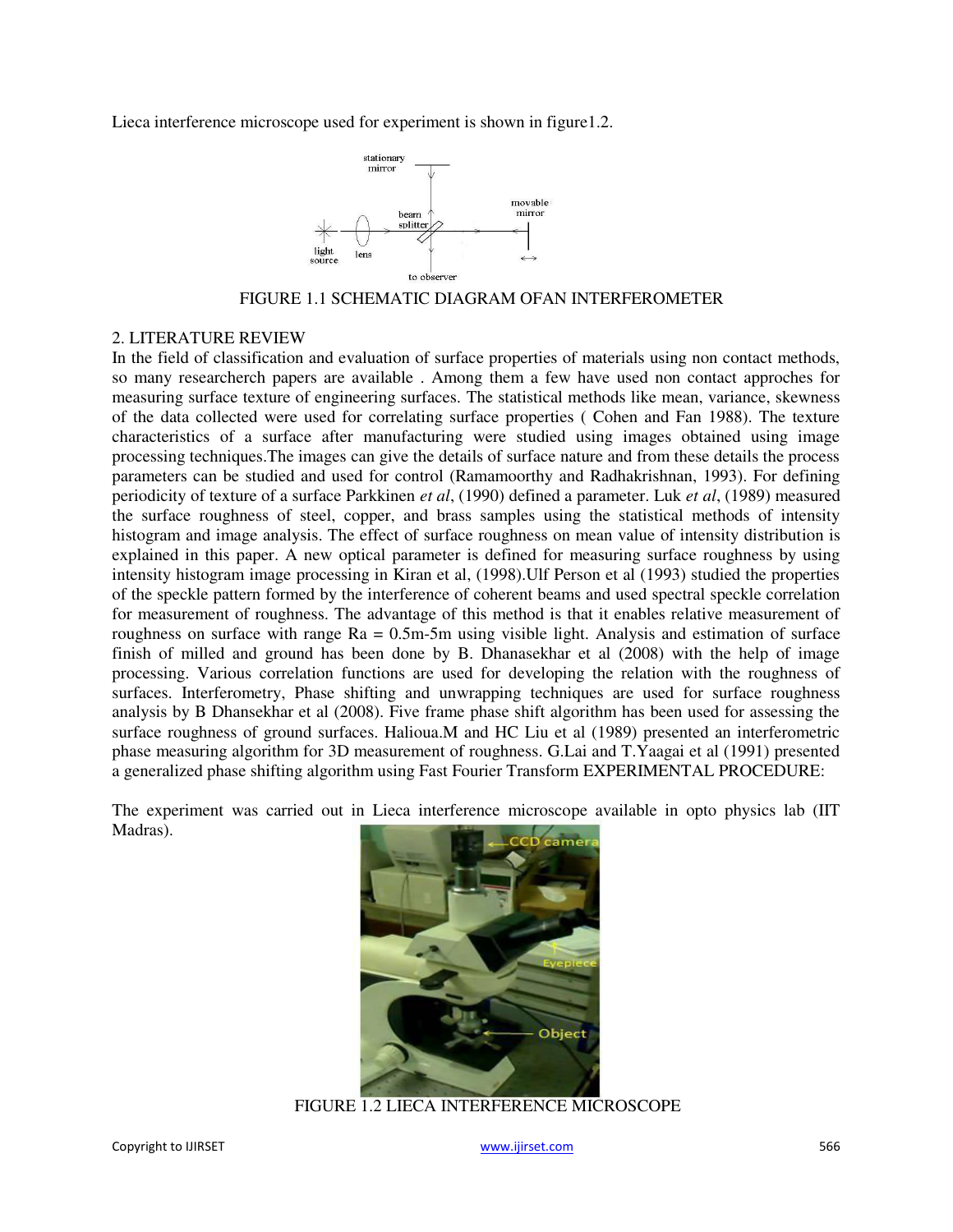Lieca interference microscope used for experiment is shown in figure1.2.

FIGURE 1.1 SCHEMATIC DIAGRAM OFAN INTERFEROMETER

## 2. LITERATURE REVIEW

In the field of classification and evaluation of surface properties of materials using non contact methods, so many researcherch papers are available . Among them a few have used non contact approches for measuring surface texture of engineering surfaces. The statistical methods like mean, variance, skewness of the data collected were used for correlating surface properties ( Cohen and Fan 1988). The texture characteristics of a surface after manufacturing were studied using images obtained using image processing techniques.The images can give the details of surface nature and from these details the process parameters can be studied and used for control (Ramamoorthy and Radhakrishnan, 1993). For defining periodicity of texture of a surface Parkkinen *et al*, (1990) defined a parameter. Luk *et al*, (1989) measured the surface roughness of steel, copper, and brass samples using the statistical methods of intensity histogram and image analysis. The effect of surface roughness on mean value of intensity distribution is explained in this paper. A new optical parameter is defined for measuring surface roughness by using intensity histogram image processing in Kiran et al, (1998).Ulf Person et al (1993) studied the properties of the speckle pattern formed by the interference of coherent beams and used spectral speckle correlation for measurement of roughness. The advantage of this method is that it enables relative measurement of roughness on surface with range Ra = 0.5m-5m using visible light. Analysis and estimation of surface finish of milled and ground has been done by B. Dhanasekhar et al (2008) with the help of image processing. Various correlation functions are used for developing the relation with the roughness of surfaces. Interferometry, Phase shifting and unwrapping techniques are used for surface roughness analysis by B Dhansekhar et al (2008). Five frame phase shift algorithm has been used for assessing the surface roughness of ground surfaces. Halioua.M and HC Liu et al (1989) presented an interferometric phase measuring algorithm for 3D measurement of roughness. G.Lai and T.Yaagai et al (1991) presented a generalized phase shifting algorithm using Fast Fourier Transform EXPERIMENTAL PROCEDURE:

The experiment was carried out in Lieca interference microscope available in opto physics lab (IIT Madras).

FIGURE 1.2 LIECA INTERFERENCE MICROSCOPE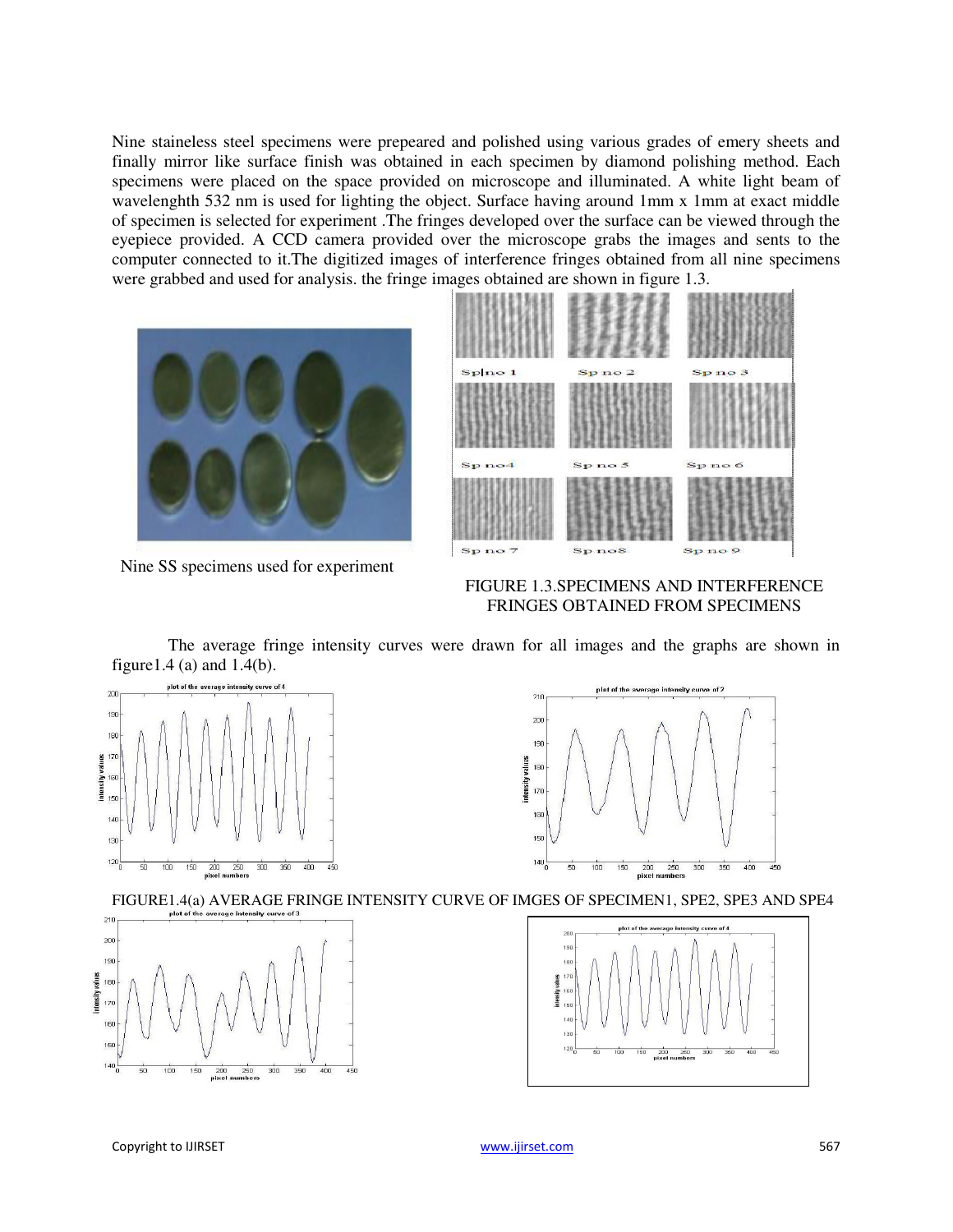Nine staineless steel specimens were prepeared and polished using various grades of emery sheets and finally mirror like surface finish was obtained in each specimen by diamond polishing method. Each specimens were placed on the space provided on microscope and illuminated. A white light beam of wavelenghth 532 nm is used for lighting the object. Surface having around 1mm x 1mm at exact middle of specimen is selected for experiment .The fringes developed over the surface can be viewed through the eyepiece provided. A CCD camera provided over the microscope grabs the images and sents to the computer connected to it.The digitized images of interference fringes obtained from all nine specimens were grabbed and used for analysis. the fringe images obtained are shown in figure 1.3.

Nine SS specimens used for experiment

FIGURE 1.3.SPECIMENS AND INTERFERENCE FRINGES OBTAINED FROM SPECIMENS

The average fringe intensity curves were drawn for all images and the graphs are shown in figure1.4 (a) and 1.4(b).

FIGURE1.4(a) AVERAGE FRINGE INTENSITY CURVE OF IMGES OF SPECIMEN1, SPE2, SPE3 AND SPE4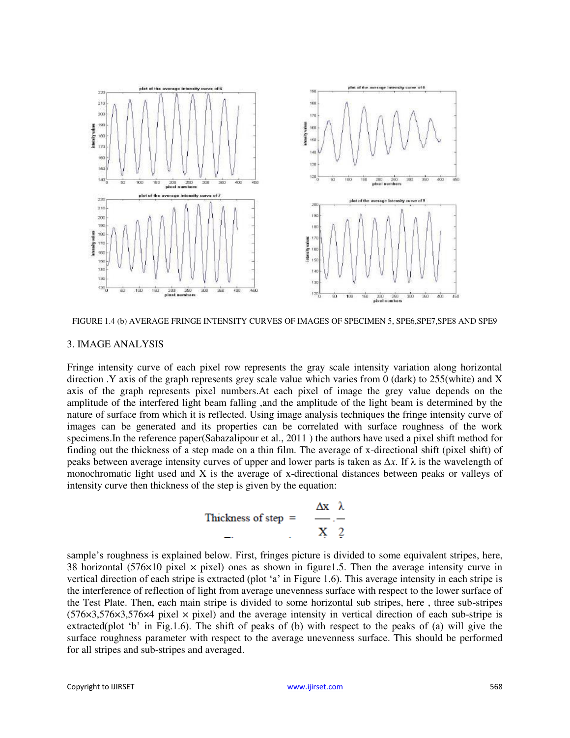FIGURE 1.4 (b) AVERAGE FRINGE INTENSITY CURVES OF IMAGES OF SPECIMEN 5, SPE6,SPE7,SPE8 AND SPE9

## 3. IMAGE ANALYSIS

Fringe intensity curve of each pixel row represents the gray scale intensity variation along horizontal direction .Y axis of the graph represents grey scale value which varies from 0 (dark) to 255(white) and X axis of the graph represents pixel numbers.At each pixel of image the grey value depends on the amplitude of the interfered light beam falling ,and the amplitude of the light beam is determined by the nature of surface from which it is reflected. Using image analysis techniques the fringe intensity curve of images can be generated and its properties can be correlated with surface roughness of the work specimens.In the reference paper(Sabazalipour et al., 2011 ) the authors have used a pixel shift method for finding out the thickness of a step made on a thin film. The average of x-directional shift (pixel shift) of peaks between average intensity curves of upper and lower parts is taken as $\Delta x$. If $\lambda$ is the wavelength of monochromatic light used and X is the average of x-directional distances between peaks or valleys of intensity curve then thickness of the step is given by the equation:

$$\text{Thickness of step} = \frac{\Delta x}{X} \cdot \frac{\lambda}{2}$$

sample's roughness is explained below. First, fringes picture is divided to some equivalent stripes, here, 38 horizontal (576×10 pixel × pixel) ones as shown in figure1.5. Then the average intensity curve in vertical direction of each stripe is extracted (plot 'a' in Figure 1.6). This average intensity in each stripe is the interference of reflection of light from average unevenness surface with respect to the lower surface of the Test Plate. Then, each main stripe is divided to some horizontal sub stripes, here , three sub-stripes (576×3,576×3,576×4 pixel × pixel) and the average intensity in vertical direction of each sub-stripe is extracted(plot 'b' in Fig.1.6). The shift of peaks of (b) with respect to the peaks of (a) will give the surface roughness parameter with respect to the average unevenness surface. This should be performed for all stripes and sub-stripes and averaged.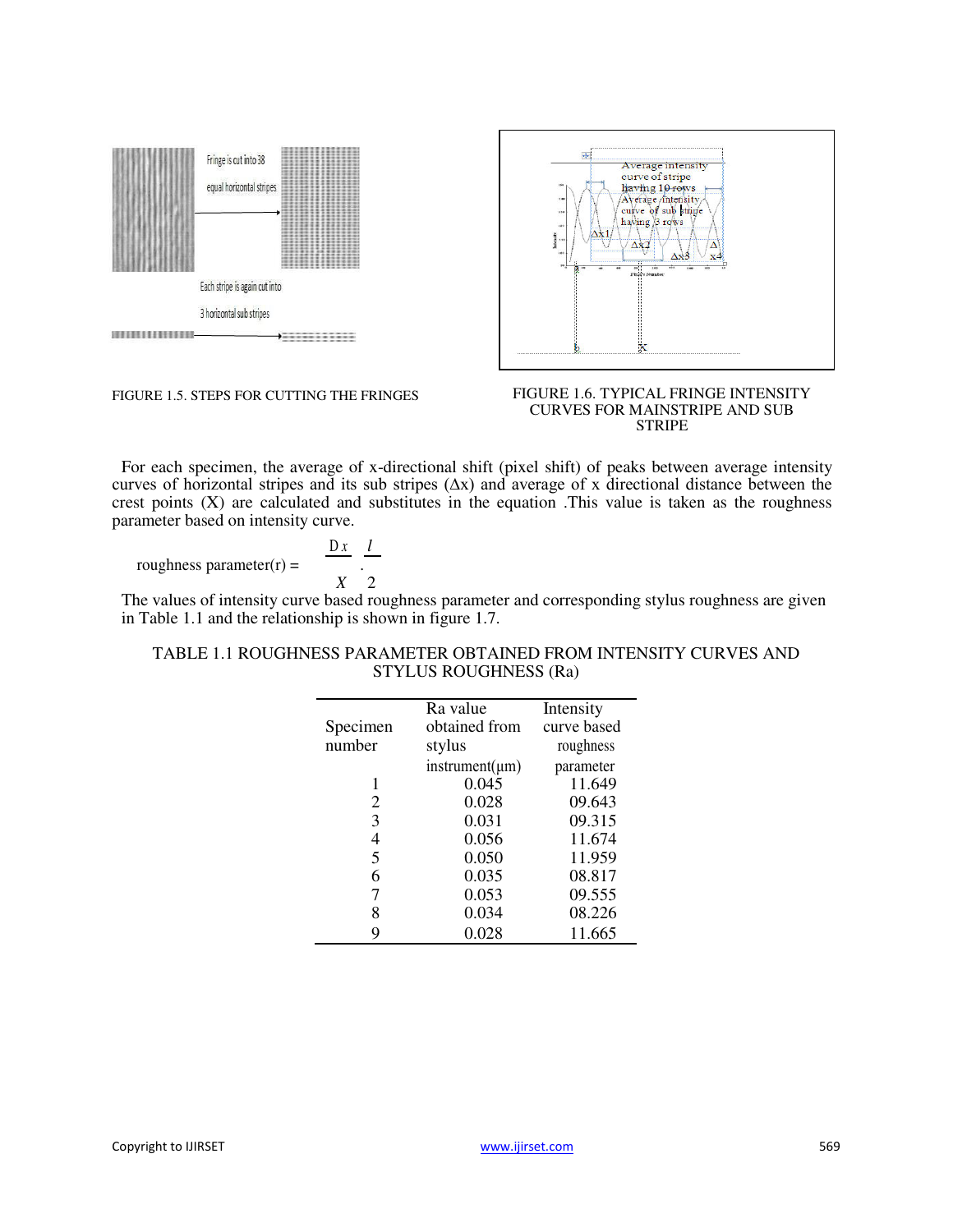FIGURE 1.5. STEPS FOR CUTTING THE FRINGES

FIGURE 1.6. TYPICAL FRINGE INTENSITY CURVES FOR MAINSTRIPE AND SUB STRIPE

For each specimen, the average of x-directional shift (pixel shift) of peaks between average intensity curves of horizontal stripes and its sub stripes (Δx) and average of x directional distance between the crest points (X) are calculated and substitutes in the equation .This value is taken as the roughness parameter based on intensity curve.

$$\text{roughness parameter}(r) = \frac{Dx}{X} \cdot \frac{l}{2}$$

The values of intensity curve based roughness parameter and corresponding stylus roughness are given in Table 1.1 and the relationship is shown in figure 1.7.

TABLE 1.1 ROUGHNESS PARAMETER OBTAINED FROM INTENSITY CURVES AND STYLUS ROUGHNESS (Ra)

| Specimen number | Ra value obtained from stylus instrument(μm) | Intensity curve based roughness parameter |
|---|---|---|
| 1 | 0.045 | 11.649 |
| 2 | 0.028 | 09.643 |
| 3 | 0.031 | 09.315 |
| 4 | 0.056 | 11.674 |
| 5 | 0.050 | 11.959 |
| 6 | 0.035 | 08.817 |
| 7 | 0.053 | 09.555 |
| 8 | 0.034 | 08.226 |
| 9 | 0.028 | 11.665 |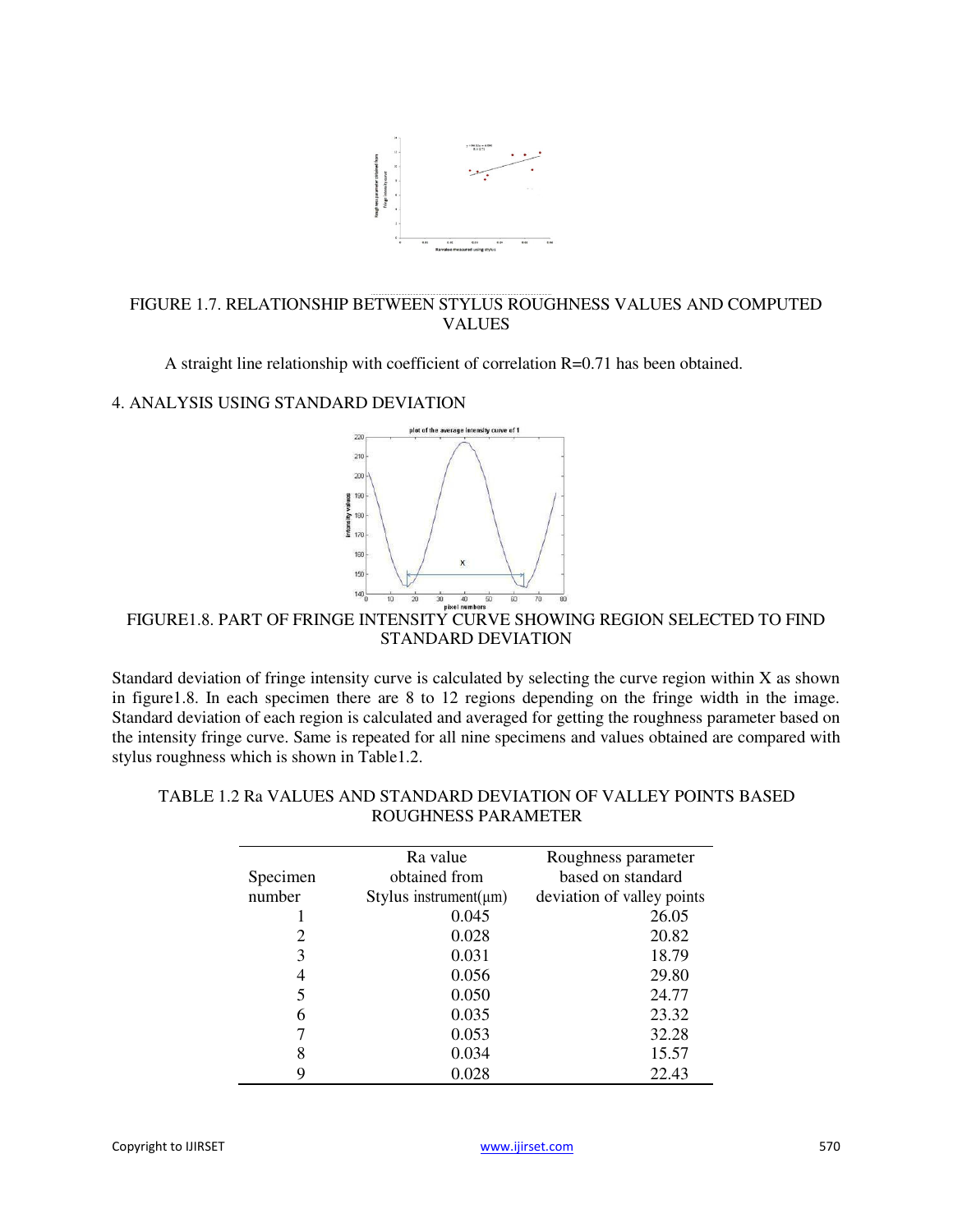FIGURE 1.7. RELATIONSHIP BETWEEN STYLUS ROUGHNESS VALUES AND COMPUTED VALUES

A straight line relationship with coefficient of correlation R=0.71 has been obtained.

## 4. ANALYSIS USING STANDARD DEVIATION

FIGURE1.8. PART OF FRINGE INTENSITY CURVE SHOWING REGION SELECTED TO FIND STANDARD DEVIATION

Standard deviation of fringe intensity curve is calculated by selecting the curve region within X as shown in figure1.8. In each specimen there are 8 to 12 regions depending on the fringe width in the image. Standard deviation of each region is calculated and averaged for getting the roughness parameter based on the intensity fringe curve. Same is repeated for all nine specimens and values obtained are compared with stylus roughness which is shown in Table1.2.

TABLE 1.2 Ra VALUES AND STANDARD DEVIATION OF VALLEY POINTS BASED ROUGHNESS PARAMETER

| Specimen number | Ra value obtained from Stylus instrument(µm) | Roughness parameter based on standard deviation of valley points |
|---|---|---|
| 1 | 0.045 | 26.05 |
| 2 | 0.028 | 20.82 |
| 3 | 0.031 | 18.79 |
| 4 | 0.056 | 29.80 |
| 5 | 0.050 | 24.77 |
| 6 | 0.035 | 23.32 |
| 7 | 0.053 | 32.28 |
| 8 | 0.034 | 15.57 |
| 9 | 0.028 | 22.43 |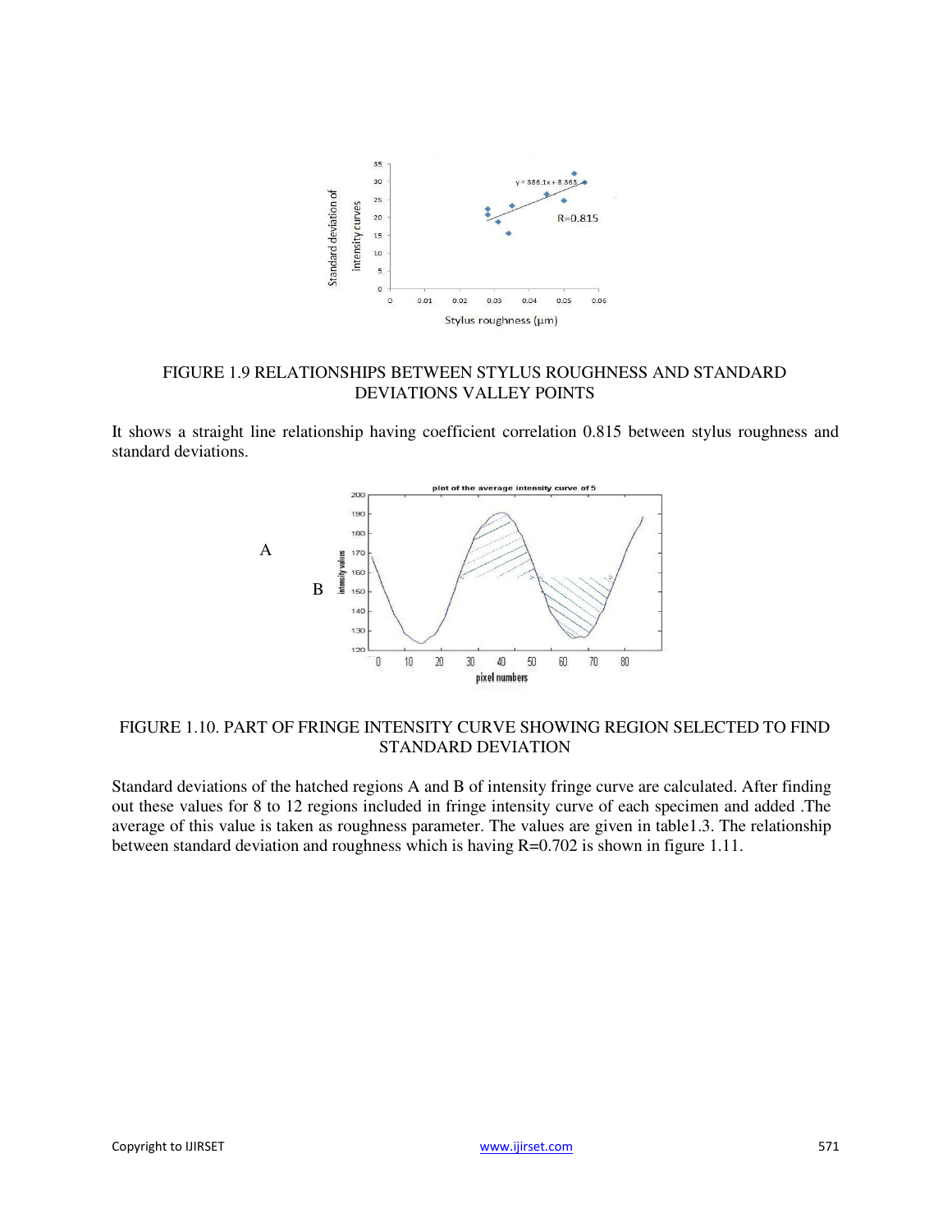FIGURE 1.9 RELATIONSHIPS BETWEEN STYLUS ROUGHNESS AND STANDARD DEVIATIONS VALLEY POINTS

It shows a straight line relationship having coefficient correlation 0.815 between stylus roughness and standard deviations.

FIGURE 1.10. PART OF FRINGE INTENSITY CURVE SHOWING REGION SELECTED TO FIND STANDARD DEVIATION

Standard deviations of the hatched regions A and B of intensity fringe curve are calculated. After finding out these values for 8 to 12 regions included in fringe intensity curve of each specimen and added .The average of this value is taken as roughness parameter. The values are given in table1.3. The relationship between standard deviation and roughness which is having R=0.702 is shown in figure 1.11.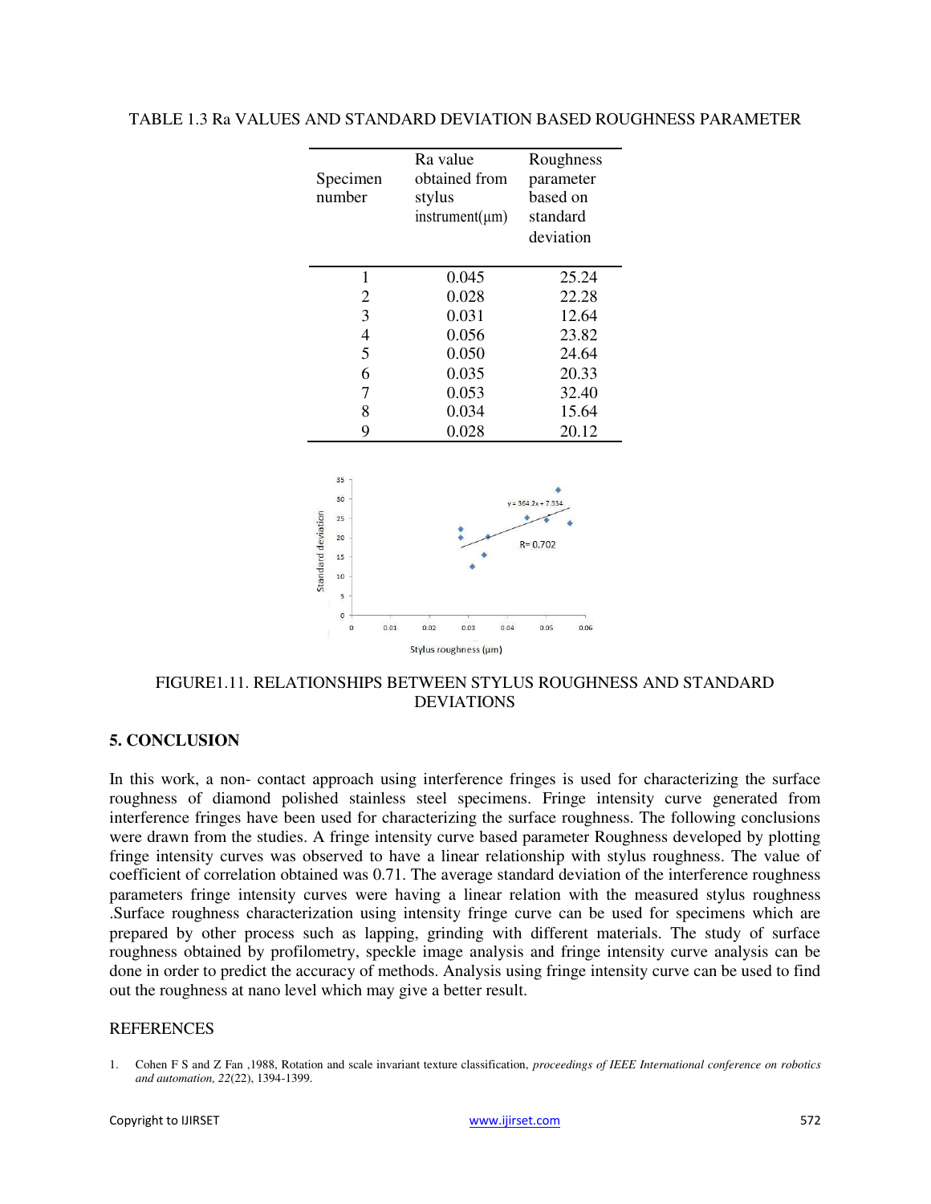TABLE 1.3 Ra VALUES AND STANDARD DEVIATION BASED ROUGHNESS PARAMETER

| Specimen number | Ra value obtained from stylus instrument(μm) | Roughness parameter based on standard deviation |
|---|---|---|
| 1 | 0.045 | 25.24 |
| 2 | 0.028 | 22.28 |
| 3 | 0.031 | 12.64 |
| 4 | 0.056 | 23.82 |
| 5 | 0.050 | 24.64 |
| 6 | 0.035 | 20.33 |
| 7 | 0.053 | 32.40 |
| 8 | 0.034 | 15.64 |
| 9 | 0.028 | 20.12 |

FIGURE1.11. RELATIONSHIPS BETWEEN STYLUS ROUGHNESS AND STANDARD DEVIATIONS

## 5. CONCLUSION

In this work, a non- contact approach using interference fringes is used for characterizing the surface roughness of diamond polished stainless steel specimens. Fringe intensity curve generated from interference fringes have been used for characterizing the surface roughness. The following conclusions were drawn from the studies. A fringe intensity curve based parameter Roughness developed by plotting fringe intensity curves was observed to have a linear relationship with stylus roughness. The value of coefficient of correlation obtained was 0.71. The average standard deviation of the interference roughness parameters fringe intensity curves were having a linear relation with the measured stylus roughness .Surface roughness characterization using intensity fringe curve can be used for specimens which are prepared by other process such as lapping, grinding with different materials. The study of surface roughness obtained by profilometry, speckle image analysis and fringe intensity curve analysis can be done in order to predict the accuracy of methods. Analysis using fringe intensity curve can be used to find out the roughness at nano level which may give a better result.

REFERENCES

1. Cohen F S and Z Fan ,1988, Rotation and scale invariant texture classification, *proceedings of IEEE International conference on robotics and automation, 22*(22), 1394-1399.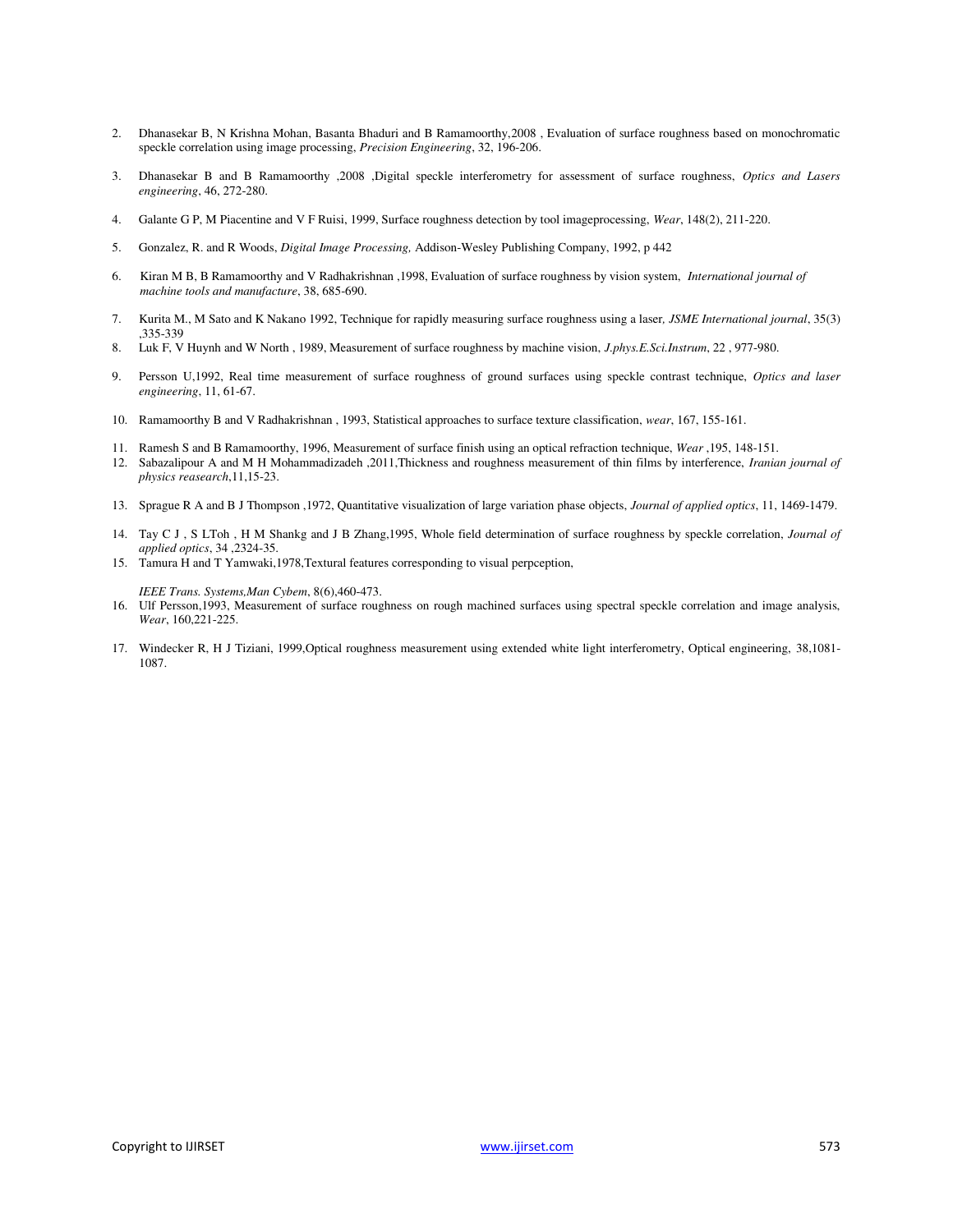2. Dhanasekar B, N Krishna Mohan, Basanta Bhaduri and B Ramamoorthy,2008 , Evaluation of surface roughness based on monochromatic speckle correlation using image processing, *Precision Engineering*, 32, 196-206.

3. Dhanasekar B and B Ramamoorthy ,2008 ,Digital speckle interferometry for assessment of surface roughness, *Optics and Lasers engineering*, 46, 272-280.

4. Galante G P, M Piacentine and V F Ruisi, 1999, Surface roughness detection by tool imageprocessing, *Wear*, 148(2), 211-220.

5. Gonzalez, R. and R Woods, *Digital Image Processing,* Addison-Wesley Publishing Company, 1992, p 442

6. Kiran M B, B Ramamoorthy and V Radhakrishnan ,1998, Evaluation of surface roughness by vision system, *International journal of machine tools and manufacture*, 38, 685-690.

7. Kurita M., M Sato and K Nakano 1992, Technique for rapidly measuring surface roughness using a laser, *JSME International journal*, 35(3) ,335-339

8. Luk F, V Huynh and W North , 1989, Measurement of surface roughness by machine vision, *J.phys.E.Sci.Instrum*, 22 , 977-980.

9. Persson U,1992, Real time measurement of surface roughness of ground surfaces using speckle contrast technique, *Optics and laser engineering*, 11, 61-67.

10. Ramamoorthy B and V Radhakrishnan , 1993, Statistical approaches to surface texture classification, *wear*, 167, 155-161.

11. Ramesh S and B Ramamoorthy, 1996, Measurement of surface finish using an optical refraction technique, *Wear* ,195, 148-151.

12. Sabazalipour A and M H Mohammadizadeh ,2011,Thickness and roughness measurement of thin films by interference, *Iranian journal of physics reasearch*,11,15-23.

13. Sprague R A and B J Thompson ,1972, Quantitative visualization of large variation phase objects, *Journal of applied optics*, 11, 1469-1479.

14. Tay C J , S LToh , H M Shankg and J B Zhang,1995, Whole field determination of surface roughness by speckle correlation, *Journal of applied optics*, 34 ,2324-35.

15. Tamura H and T Yamwaki,1978,Textural features corresponding to visual perpception, *IEEE Trans. Systems,Man Cybem*, 8(6),460-473.

16. Ulf Persson,1993, Measurement of surface roughness on rough machined surfaces using spectral speckle correlation and image analysis, *Wear*, 160,221-225.

17. Windecker R, H J Tiziani, 1999,Optical roughness measurement using extended white light interferometry, Optical engineering, 38,1081-1087.